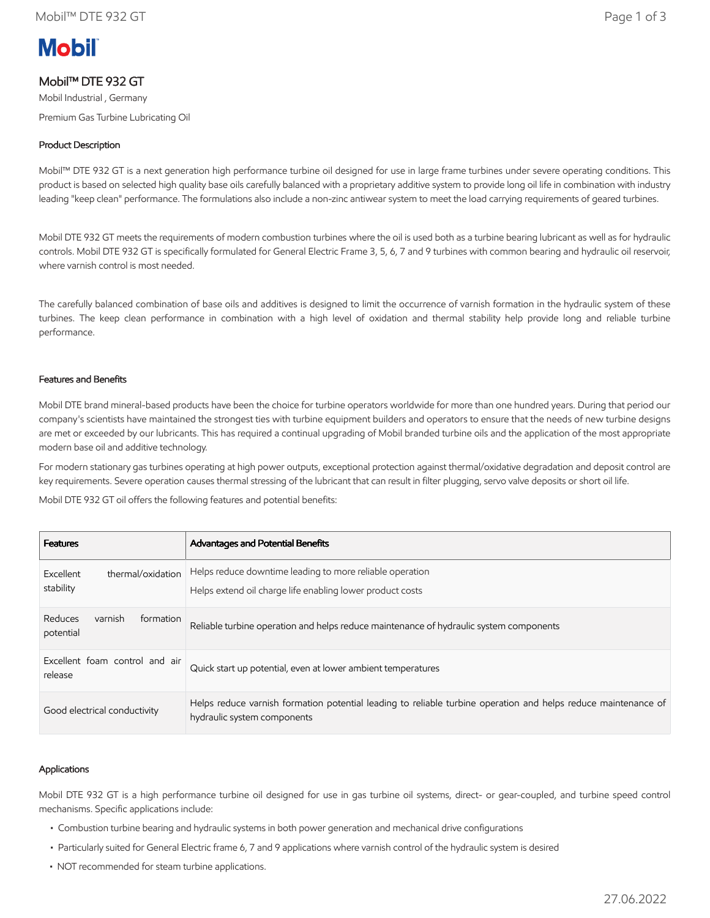Mobil

# Mobil™ DTE 932 GT

Mobil Industrial , Germany

Premium Gas Turbine Lubricating Oil

## Product Description

Mobil™ DTE 932 GT is a next generation high performance turbine oil designed for use in large frame turbines under severe operating conditions. This product is based on selected high quality base oils carefully balanced with a proprietary additive system to provide long oil life in combination with industry leading "keep clean" performance. The formulations also include a non-zinc antiwear system to meet the load carrying requirements of geared turbines.

Mobil DTE 932 GT meets the requirements of modern combustion turbines where the oil is used both as a turbine bearing lubricant as well as for hydraulic controls. Mobil DTE 932 GT is specifically formulated for General Electric Frame 3, 5, 6, 7 and 9 turbines with common bearing and hydraulic oil reservoir, where varnish control is most needed.

The carefully balanced combination of base oils and additives is designed to limit the occurrence of varnish formation in the hydraulic system of these turbines. The keep clean performance in combination with a high level of oxidation and thermal stability help provide long and reliable turbine performance.

## Features and Benefits

Mobil DTE brand mineral-based products have been the choice for turbine operators worldwide for more than one hundred years. During that period our company's scientists have maintained the strongest ties with turbine equipment builders and operators to ensure that the needs of new turbine designs are met or exceeded by our lubricants. This has required a continual upgrading of Mobil branded turbine oils and the application of the most appropriate modern base oil and additive technology.

For modern stationary gas turbines operating at high power outputs, exceptional protection against thermal/oxidative degradation and deposit control are key requirements. Severe operation causes thermal stressing of the lubricant that can result in filter plugging, servo valve deposits or short oil life.

Mobil DTE 932 GT oil offers the following features and potential benefits:

| Features | Advantages and Potential Benefits |
|---|---|
| Excellent thermal/oxidation stability | Helps reduce downtime leading to more reliable operation<br>Helps extend oil charge life enabling lower product costs |
| Reduces varnish formation potential | Reliable turbine operation and helps reduce maintenance of hydraulic system components |
| Excellent foam control and air release | Quick start up potential, even at lower ambient temperatures |
| Good electrical conductivity | Helps reduce varnish formation potential leading to reliable turbine operation and helps reduce maintenance of hydraulic system components |

## Applications

Mobil DTE 932 GT is a high performance turbine oil designed for use in gas turbine oil systems, direct- or gear-coupled, and turbine speed control mechanisms. Specific applications include:

- Combustion turbine bearing and hydraulic systems in both power generation and mechanical drive configurations
- Particularly suited for General Electric frame 6, 7 and 9 applications where varnish control of the hydraulic system is desired
- NOT recommended for steam turbine applications.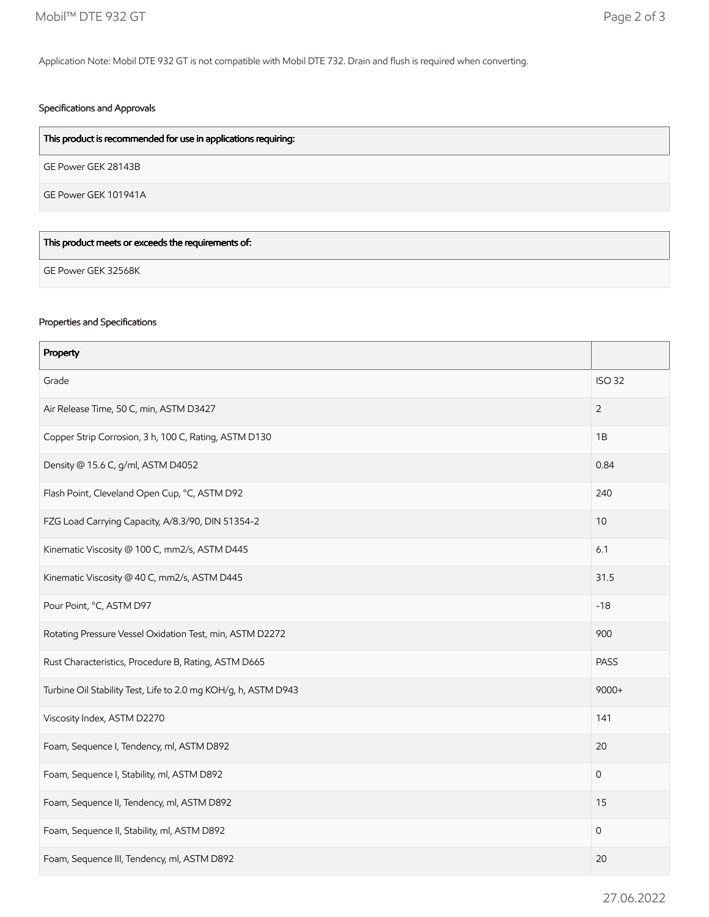Application Note: Mobil DTE 932 GT is not compatible with Mobil DTE 732. Drain and flush is required when converting.

### Specifications and Approvals

| This product is recommended for use in applications requiring: |
| --- |
| GE Power GEK 28143B |
| GE Power GEK 101941A |

| This product meets or exceeds the requirements of: |
| --- |
| GE Power GEK 32568K |

### Properties and Specifications

| Property | |
| --- | --- |
| Grade | ISO 32 |
| Air Release Time, 50 C, min, ASTM D3427 | 2 |
| Copper Strip Corrosion, 3 h, 100 C, Rating, ASTM D130 | 1B |
| Density @ 15.6 C, g/ml, ASTM D4052 | 0.84 |
| Flash Point, Cleveland Open Cup, °C, ASTM D92 | 240 |
| FZG Load Carrying Capacity, A/8.3/90, DIN 51354-2 | 10 |
| Kinematic Viscosity @ 100 C, mm2/s, ASTM D445 | 6.1 |
| Kinematic Viscosity @ 40 C, mm2/s, ASTM D445 | 31.5 |
| Pour Point, °C, ASTM D97 | -18 |
| Rotating Pressure Vessel Oxidation Test, min, ASTM D2272 | 900 |
| Rust Characteristics, Procedure B, Rating, ASTM D665 | PASS |
| Turbine Oil Stability Test, Life to 2.0 mg KOH/g, h, ASTM D943 | 9000+ |
| Viscosity Index, ASTM D2270 | 141 |
| Foam, Sequence I, Tendency, ml, ASTM D892 | 20 |
| Foam, Sequence I, Stability, ml, ASTM D892 | 0 |
| Foam, Sequence II, Tendency, ml, ASTM D892 | 15 |
| Foam, Sequence II, Stability, ml, ASTM D892 | 0 |
| Foam, Sequence III, Tendency, ml, ASTM D892 | 20 |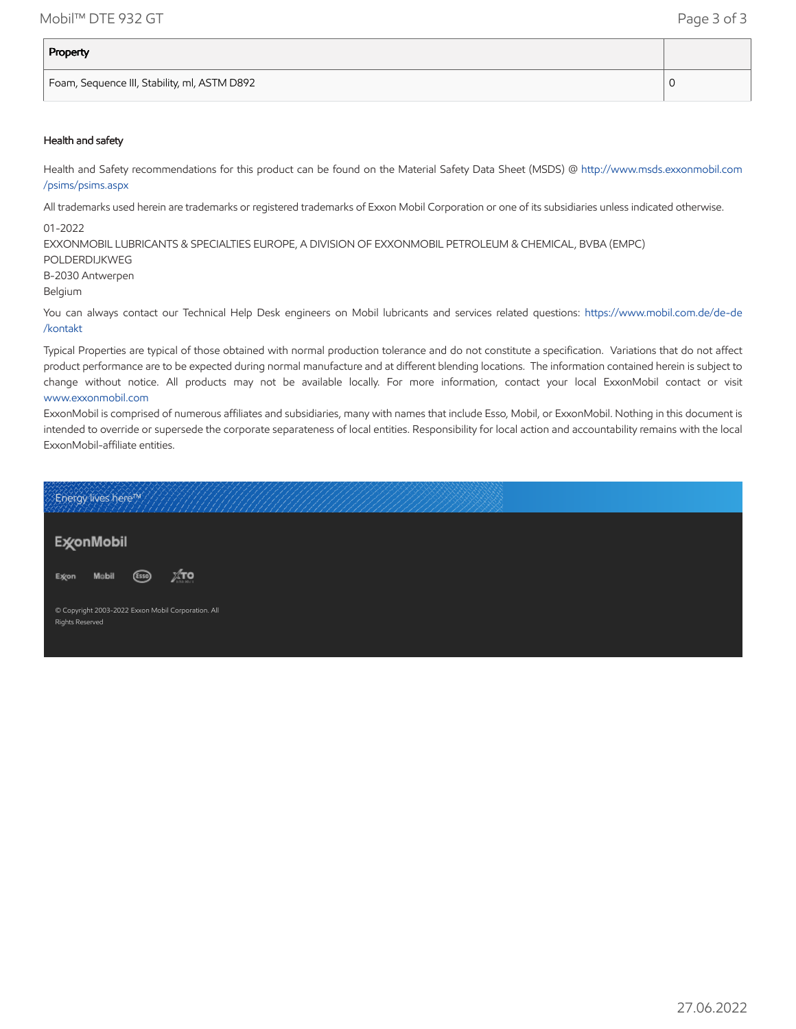| Property | |
|---|---|
| Foam, Sequence III, Stability, ml, ASTM D892 | 0 |

### Health and safety

Health and Safety recommendations for this product can be found on the Material Safety Data Sheet (MSDS) @ http://www.msds.exxonmobil.com/psims/psims.aspx

All trademarks used herein are trademarks or registered trademarks of Exxon Mobil Corporation or one of its subsidiaries unless indicated otherwise.

01-2022
EXXONMOBIL LUBRICANTS & SPECIALTIES EUROPE, A DIVISION OF EXXONMOBIL PETROLEUM & CHEMICAL, BVBA (EMPC)
POLDERDIJKWEG
B-2030 Antwerpen
Belgium

You can always contact our Technical Help Desk engineers on Mobil lubricants and services related questions: https://www.mobil.com.de/de-de/kontakt

Typical Properties are typical of those obtained with normal production tolerance and do not constitute a specification. Variations that do not affect product performance are to be expected during normal manufacture and at different blending locations. The information contained herein is subject to change without notice. All products may not be available locally. For more information, contact your local ExxonMobil contact or visit www.exxonmobil.com
ExxonMobil is comprised of numerous affiliates and subsidiaries, many with names that include Esso, Mobil, or ExxonMobil. Nothing in this document is intended to override or supersede the corporate separateness of local entities. Responsibility for local action and accountability remains with the local ExxonMobil-affiliate entities.

Energy lives here™

ExxonMobil

Exxon Mobil Esso XTO

© Copyright 2003-2022 Exxon Mobil Corporation. All Rights Reserved